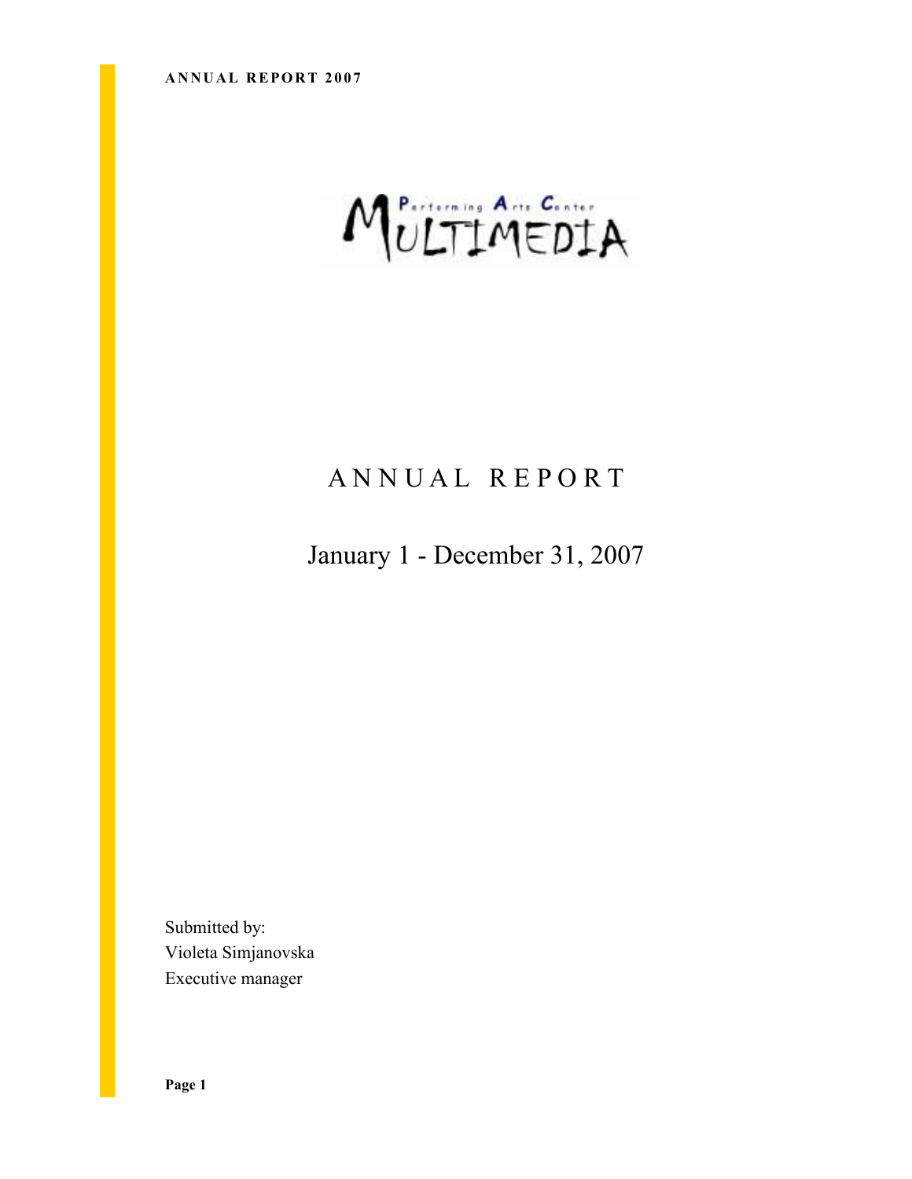Performing Arts Center

MULTIMEDIA

# ANNUAL REPORT

## January 1 - December 31, 2007

Submitted by:
Violeta Simjanovska
Executive manager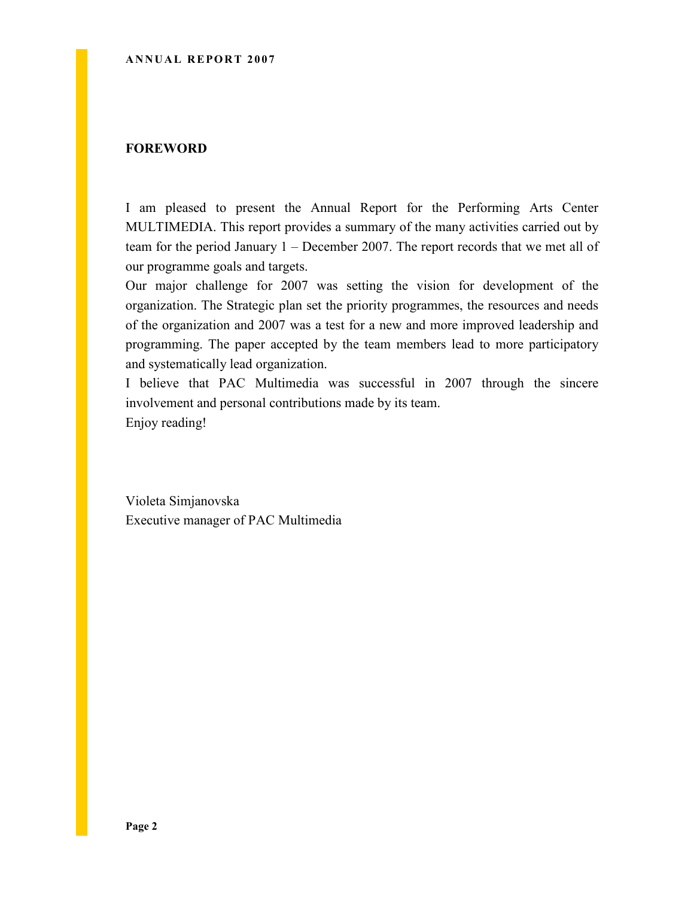## FOREWORD

I am pleased to present the Annual Report for the Performing Arts Center MULTIMEDIA. This report provides a summary of the many activities carried out by team for the period January 1 – December 2007. The report records that we met all of our programme goals and targets.

Our major challenge for 2007 was setting the vision for development of the organization. The Strategic plan set the priority programmes, the resources and needs of the organization and 2007 was a test for a new and more improved leadership and programming. The paper accepted by the team members lead to more participatory and systematically lead organization.

I believe that PAC Multimedia was successful in 2007 through the sincere involvement and personal contributions made by its team.

Enjoy reading!

Violeta Simjanovska  
Executive manager of PAC Multimedia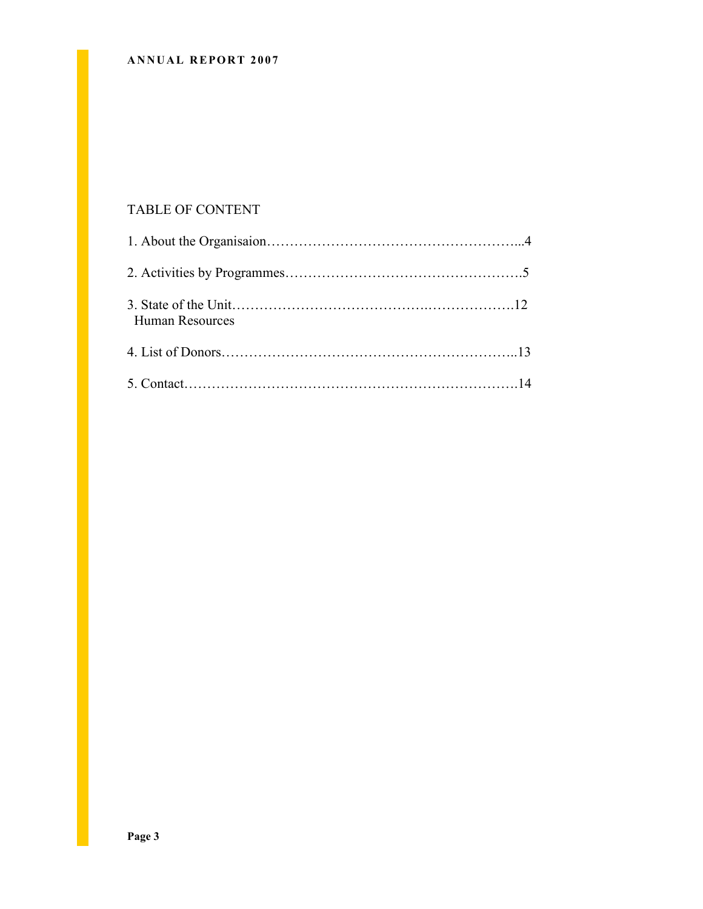# TABLE OF CONTENT

1. About the Organisaion………………………………………………...4

2. Activities by Programmes…………………………………………….5

3. State of the Unit…………………………….……………….12
   Human Resources

4. List of Donors……………………………………………………..13

5. Contact……………………………………………………………….14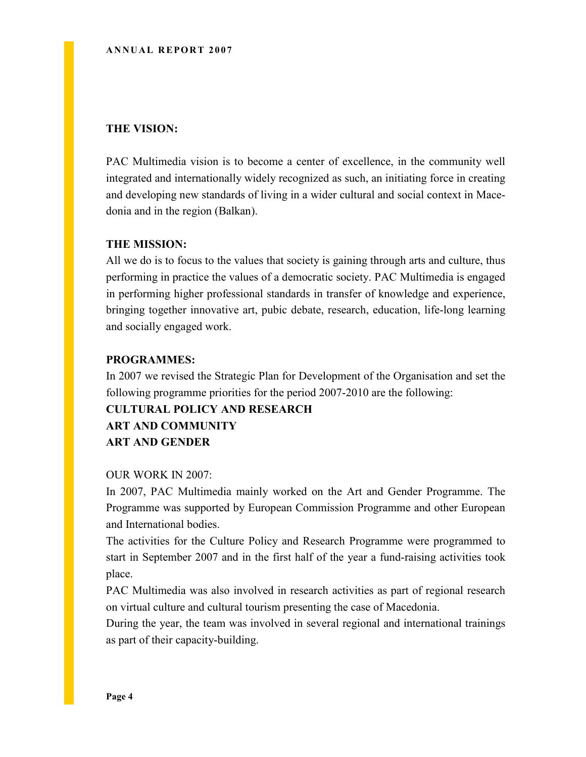**THE VISION:**

PAC Multimedia vision is to become a center of excellence, in the community well integrated and internationally widely recognized as such, an initiating force in creating and developing new standards of living in a wider cultural and social context in Macedonia and in the region (Balkan).

**THE MISSION:**

All we do is to focus to the values that society is gaining through arts and culture, thus performing in practice the values of a democratic society. PAC Multimedia is engaged in performing higher professional standards in transfer of knowledge and experience, bringing together innovative art, pubic debate, research, education, life-long learning and socially engaged work.

**PROGRAMMES:**

In 2007 we revised the Strategic Plan for Development of the Organisation and set the following programme priorities for the period 2007-2010 are the following:

**CULTURAL POLICY AND RESEARCH**

**ART AND COMMUNITY**

**ART AND GENDER**

OUR WORK IN 2007:

In 2007, PAC Multimedia mainly worked on the Art and Gender Programme. The Programme was supported by European Commission Programme and other European and International bodies.

The activities for the Culture Policy and Research Programme were programmed to start in September 2007 and in the first half of the year a fund-raising activities took place.

PAC Multimedia was also involved in research activities as part of regional research on virtual culture and cultural tourism presenting the case of Macedonia.

During the year, the team was involved in several regional and international trainings as part of their capacity-building.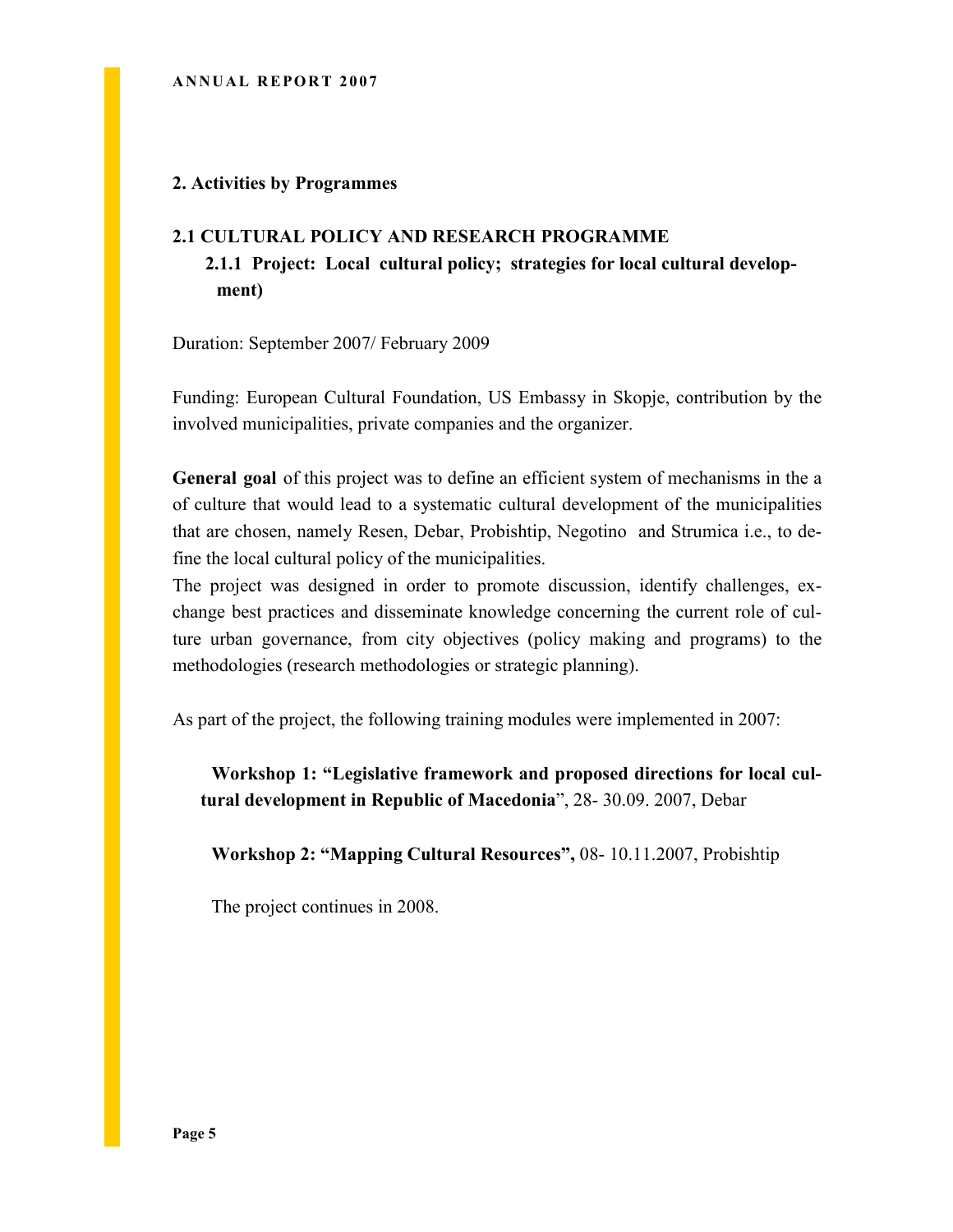## 2. Activities by Programmes

### 2.1 CULTURAL POLICY AND RESEARCH PROGRAMME

#### 2.1.1 Project: Local cultural policy; strategies for local cultural development)

Duration: September 2007/ February 2009

Funding: European Cultural Foundation, US Embassy in Skopje, contribution by the involved municipalities, private companies and the organizer.

**General goal** of this project was to define an efficient system of mechanisms in the a of culture that would lead to a systematic cultural development of the municipalities that are chosen, namely Resen, Debar, Probishtip, Negotino and Strumica i.e., to define the local cultural policy of the municipalities.

The project was designed in order to promote discussion, identify challenges, exchange best practices and disseminate knowledge concerning the current role of culture urban governance, from city objectives (policy making and programs) to the methodologies (research methodologies or strategic planning).

As part of the project, the following training modules were implemented in 2007:

**Workshop 1: "Legislative framework and proposed directions for local cultural development in Republic of Macedonia**", 28- 30.09. 2007, Debar

**Workshop 2: "Mapping Cultural Resources",** 08- 10.11.2007, Probishtip

The project continues in 2008.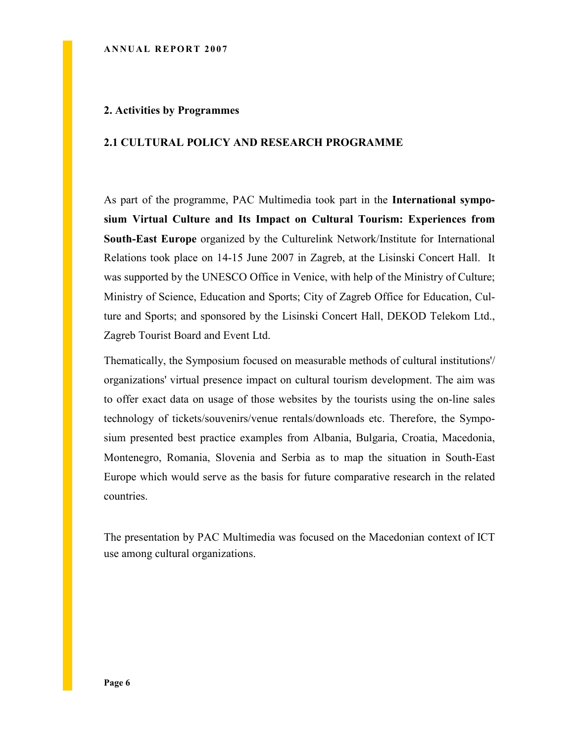## 2. Activities by Programmes

### 2.1 CULTURAL POLICY AND RESEARCH PROGRAMME

As part of the programme, PAC Multimedia took part in the **International symposium Virtual Culture and Its Impact on Cultural Tourism: Experiences from South-East Europe** organized by the Culturelink Network/Institute for International Relations took place on 14-15 June 2007 in Zagreb, at the Lisinski Concert Hall. It was supported by the UNESCO Office in Venice, with help of the Ministry of Culture; Ministry of Science, Education and Sports; City of Zagreb Office for Education, Culture and Sports; and sponsored by the Lisinski Concert Hall, DEKOD Telekom Ltd., Zagreb Tourist Board and Event Ltd.

Thematically, the Symposium focused on measurable methods of cultural institutions'/ organizations' virtual presence impact on cultural tourism development. The aim was to offer exact data on usage of those websites by the tourists using the on-line sales technology of tickets/souvenirs/venue rentals/downloads etc. Therefore, the Symposium presented best practice examples from Albania, Bulgaria, Croatia, Macedonia, Montenegro, Romania, Slovenia and Serbia as to map the situation in South-East Europe which would serve as the basis for future comparative research in the related countries.

The presentation by PAC Multimedia was focused on the Macedonian context of ICT use among cultural organizations.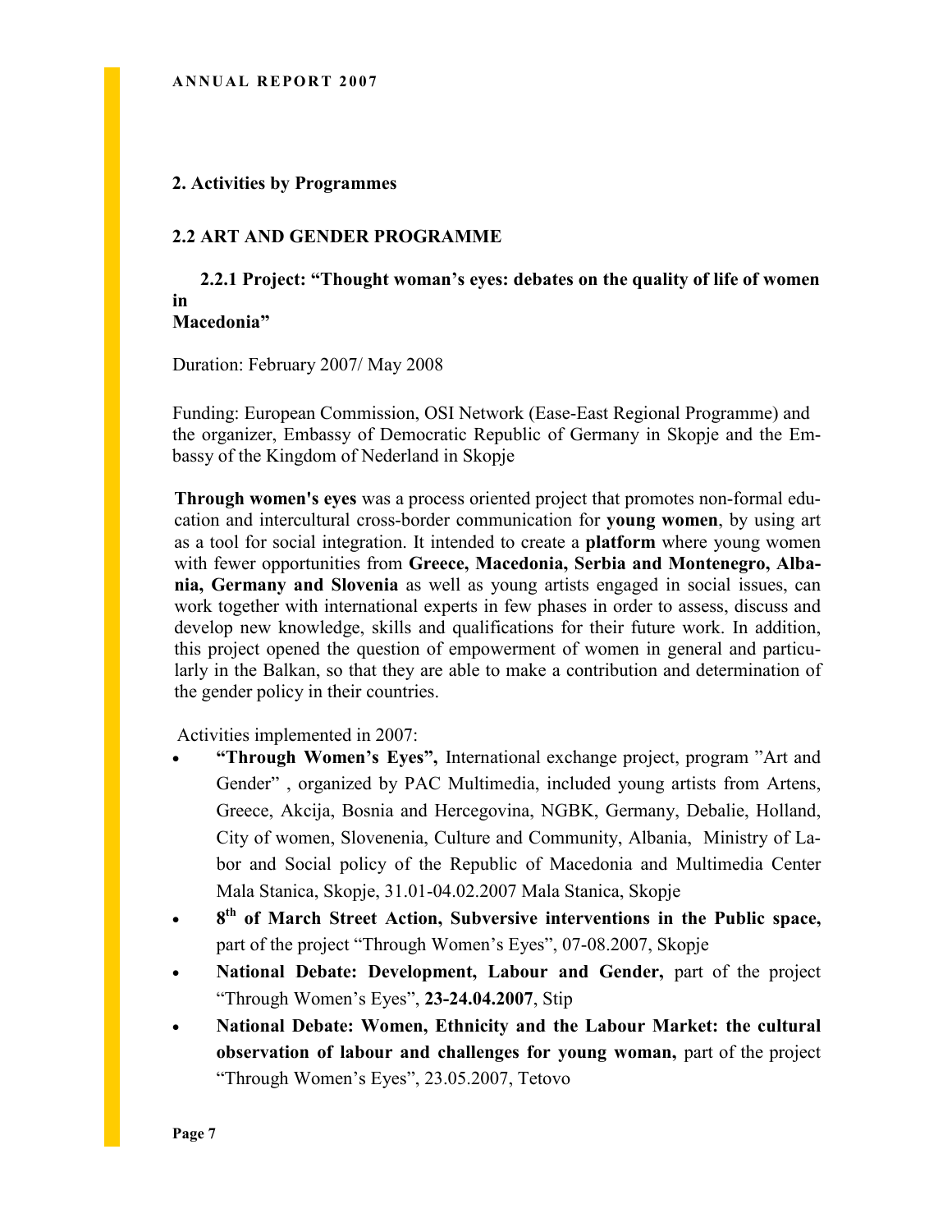## 2. Activities by Programmes

### 2.2 ART AND GENDER PROGRAMME

#### 2.2.1 Project: "Thought woman's eyes: debates on the quality of life of women in Macedonia"

Duration: February 2007/ May 2008

Funding: European Commission, OSI Network (Ease-East Regional Programme) and the organizer, Embassy of Democratic Republic of Germany in Skopje and the Embassy of the Kingdom of Nederland in Skopje

**Through women's eyes** was a process oriented project that promotes non-formal education and intercultural cross-border communication for **young women**, by using art as a tool for social integration. It intended to create a **platform** where young women with fewer opportunities from **Greece, Macedonia, Serbia and Montenegro, Albania, Germany and Slovenia** as well as young artists engaged in social issues, can work together with international experts in few phases in order to assess, discuss and develop new knowledge, skills and qualifications for their future work. In addition, this project opened the question of empowerment of women in general and particularly in the Balkan, so that they are able to make a contribution and determination of the gender policy in their countries.

Activities implemented in 2007:

- **"Through Women's Eyes",** International exchange project, program "Art and Gender" , organized by PAC Multimedia, included young artists from Artens, Greece, Akcija, Bosnia and Hercegovina, NGBK, Germany, Debalie, Holland, City of women, Slovenenia, Culture and Community, Albania, Ministry of Labor and Social policy of the Republic of Macedonia and Multimedia Center Mala Stanica, Skopje, 31.01-04.02.2007 Mala Stanica, Skopje
- **8th of March Street Action, Subversive interventions in the Public space,** part of the project "Through Women's Eyes", 07-08.2007, Skopje
- **National Debate: Development, Labour and Gender,** part of the project "Through Women's Eyes", **23-24.04.2007**, Stip
- **National Debate: Women, Ethnicity and the Labour Market: the cultural observation of labour and challenges for young woman,** part of the project "Through Women's Eyes", 23.05.2007, Tetovo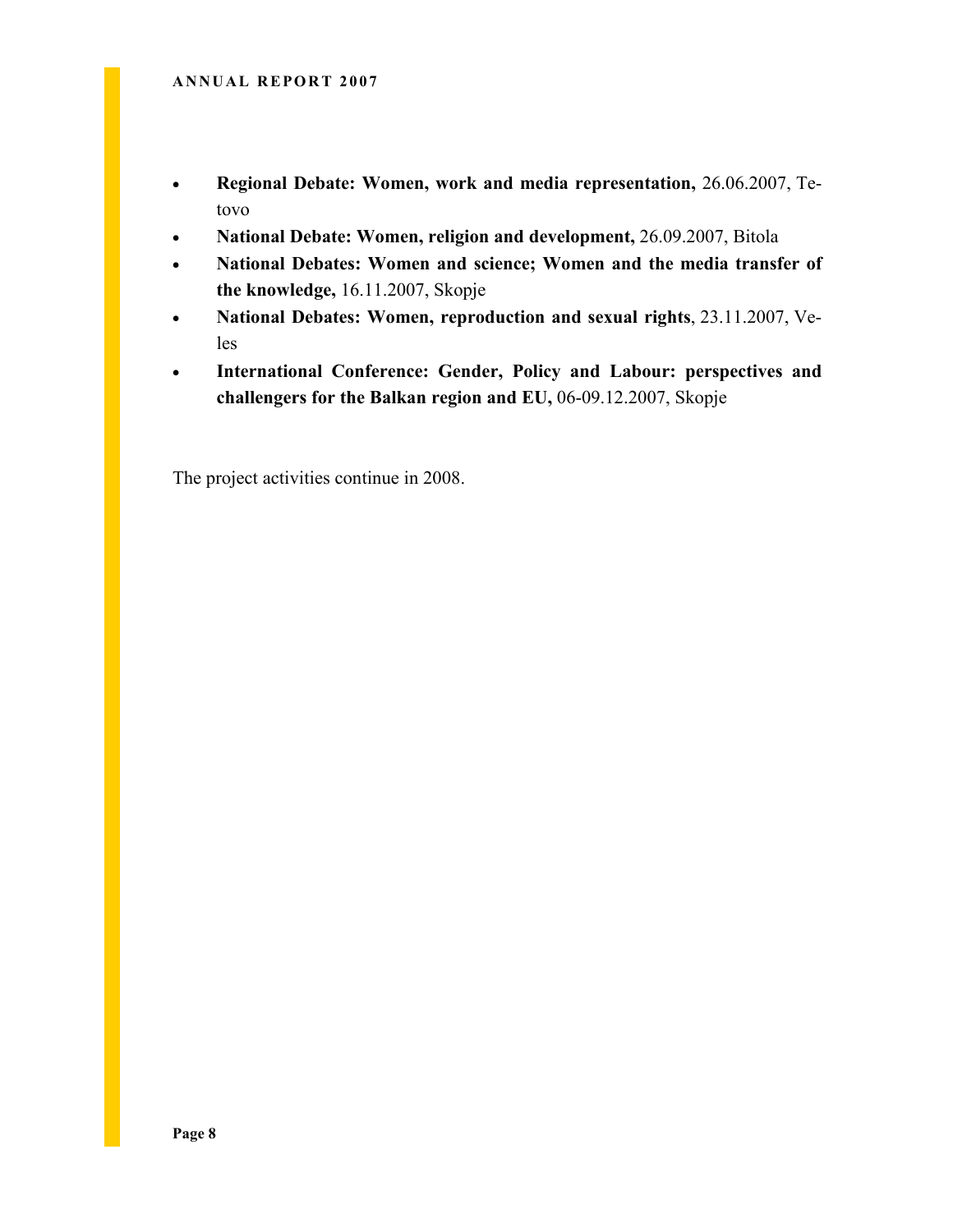- **Regional Debate: Women, work and media representation,** 26.06.2007, Tetovo
- **National Debate: Women, religion and development,** 26.09.2007, Bitola
- **National Debates: Women and science; Women and the media transfer of the knowledge,** 16.11.2007, Skopje
- **National Debates: Women, reproduction and sexual rights**, 23.11.2007, Veles
- **International Conference: Gender, Policy and Labour: perspectives and challengers for the Balkan region and EU,** 06-09.12.2007, Skopje

The project activities continue in 2008.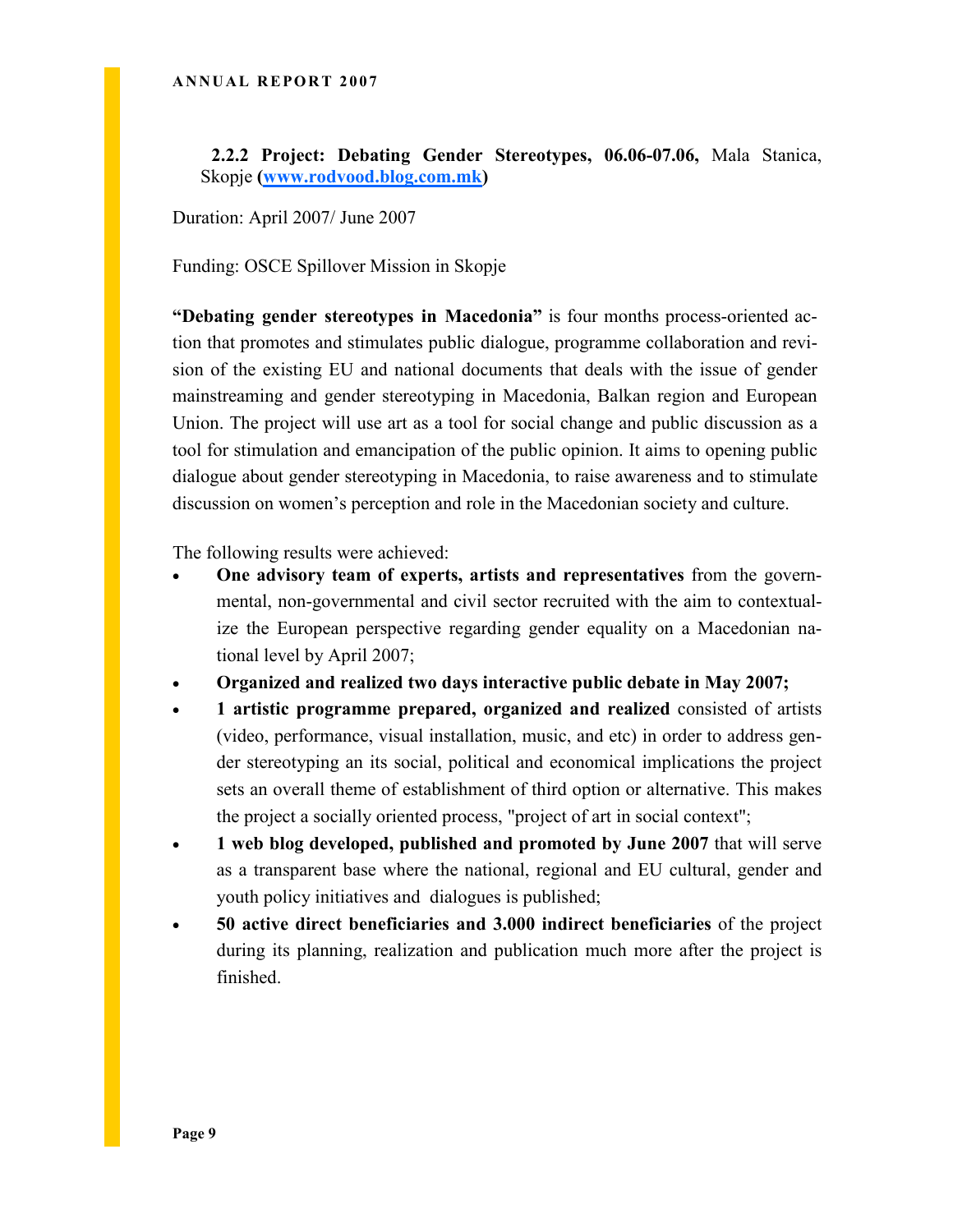### 2.2.2 Project: Debating Gender Stereotypes, 06.06-07.06, Mala Stanica, Skopje (www.rodvood.blog.com.mk)

Duration: April 2007/ June 2007

Funding: OSCE Spillover Mission in Skopje

**"Debating gender stereotypes in Macedonia"** is four months process-oriented action that promotes and stimulates public dialogue, programme collaboration and revision of the existing EU and national documents that deals with the issue of gender mainstreaming and gender stereotyping in Macedonia, Balkan region and European Union. The project will use art as a tool for social change and public discussion as a tool for stimulation and emancipation of the public opinion. It aims to opening public dialogue about gender stereotyping in Macedonia, to raise awareness and to stimulate discussion on women's perception and role in the Macedonian society and culture.

The following results were achieved:

- **One advisory team of experts, artists and representatives** from the governmental, non-governmental and civil sector recruited with the aim to contextualize the European perspective regarding gender equality on a Macedonian national level by April 2007;
- **Organized and realized two days interactive public debate in May 2007;**
- **1 artistic programme prepared, organized and realized** consisted of artists (video, performance, visual installation, music, and etc) in order to address gender stereotyping an its social, political and economical implications the project sets an overall theme of establishment of third option or alternative. This makes the project a socially oriented process, "project of art in social context";
- **1 web blog developed, published and promoted by June 2007** that will serve as a transparent base where the national, regional and EU cultural, gender and youth policy initiatives and dialogues is published;
- **50 active direct beneficiaries and 3.000 indirect beneficiaries** of the project during its planning, realization and publication much more after the project is finished.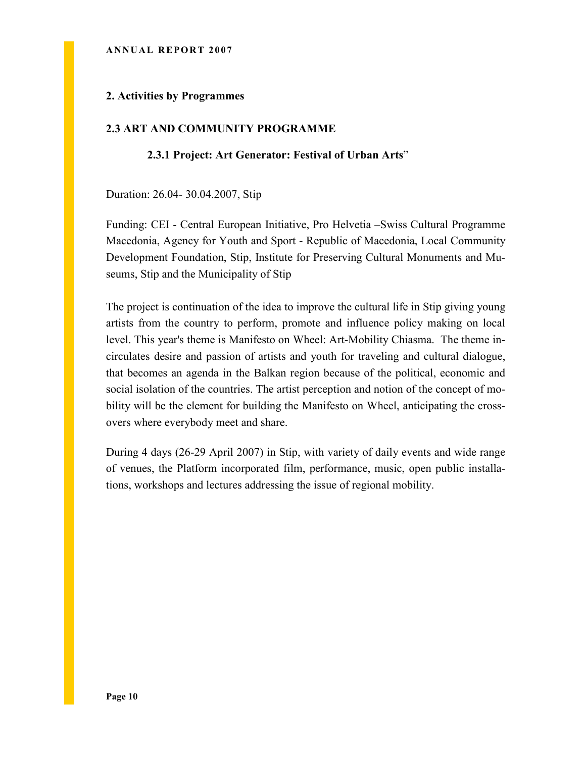## 2. Activities by Programmes

### 2.3 ART AND COMMUNITY PROGRAMME

#### 2.3.1 Project: Art Generator: Festival of Urban Arts"

Duration: 26.04- 30.04.2007, Stip

Funding: CEI - Central European Initiative, Pro Helvetia –Swiss Cultural Programme Macedonia, Agency for Youth and Sport - Republic of Macedonia, Local Community Development Foundation, Stip, Institute for Preserving Cultural Monuments and Museums, Stip and the Municipality of Stip

The project is continuation of the idea to improve the cultural life in Stip giving young artists from the country to perform, promote and influence policy making on local level. This year's theme is Manifesto on Wheel: Art-Mobility Chiasma. The theme incirculates desire and passion of artists and youth for traveling and cultural dialogue, that becomes an agenda in the Balkan region because of the political, economic and social isolation of the countries. The artist perception and notion of the concept of mobility will be the element for building the Manifesto on Wheel, anticipating the crossovers where everybody meet and share.

During 4 days (26-29 April 2007) in Stip, with variety of daily events and wide range of venues, the Platform incorporated film, performance, music, open public installations, workshops and lectures addressing the issue of regional mobility.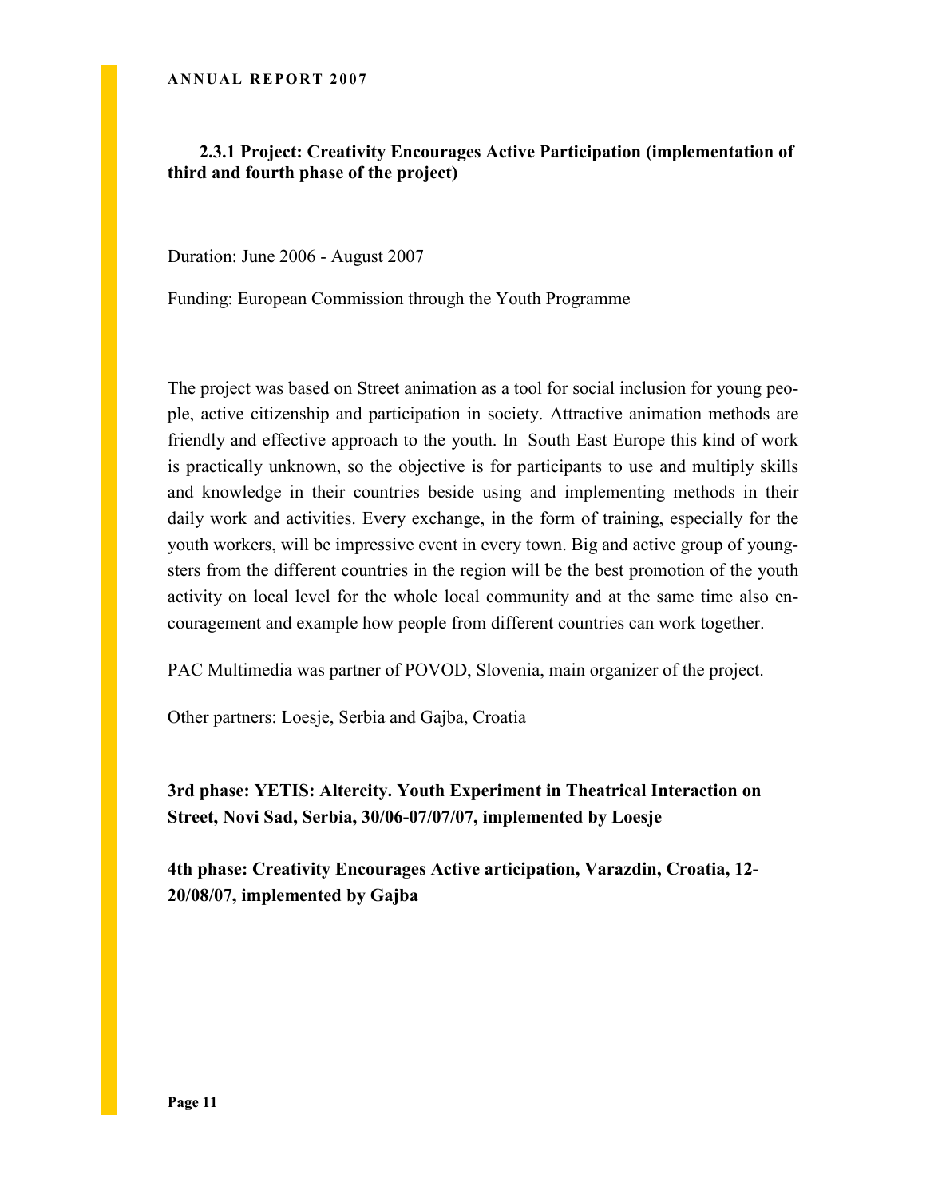### 2.3.1 Project: Creativity Encourages Active Participation (implementation of third and fourth phase of the project)

Duration: June 2006 - August 2007

Funding: European Commission through the Youth Programme

The project was based on Street animation as a tool for social inclusion for young people, active citizenship and participation in society. Attractive animation methods are friendly and effective approach to the youth. In South East Europe this kind of work is practically unknown, so the objective is for participants to use and multiply skills and knowledge in their countries beside using and implementing methods in their daily work and activities. Every exchange, in the form of training, especially for the youth workers, will be impressive event in every town. Big and active group of youngsters from the different countries in the region will be the best promotion of the youth activity on local level for the whole local community and at the same time also encouragement and example how people from different countries can work together.

PAC Multimedia was partner of POVOD, Slovenia, main organizer of the project.

Other partners: Loesje, Serbia and Gajba, Croatia

**3rd phase: YETIS: Altercity. Youth Experiment in Theatrical Interaction on Street, Novi Sad, Serbia, 30/06-07/07/07, implemented by Loesje**

**4th phase: Creativity Encourages Active articipation, Varazdin, Croatia, 12-20/08/07, implemented by Gajba**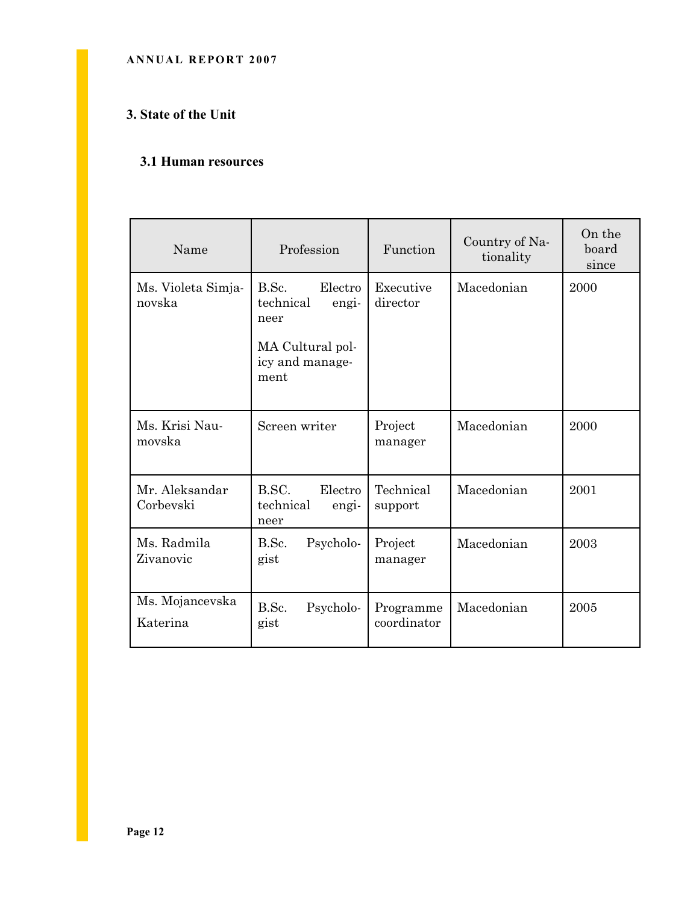## 3. State of the Unit

### 3.1 Human resources

| Name | Profession | Function | Country of Nationality | On the board since |
|---|---|---|---|---|
| Ms. Violeta Simjanovska | B.Sc. Electro technical engineer<br><br>MA Cultural policy and management | Executive director | Macedonian | 2000 |
| Ms. Krisi Naumovska | Screen writer | Project manager | Macedonian | 2000 |
| Mr. Aleksandar Corbevski | B.SC. Electro technical engineer | Technical support | Macedonian | 2001 |
| Ms. Radmila Zivanovic | B.Sc. Psychologist | Project manager | Macedonian | 2003 |
| Ms. Mojancevska Katerina | B.Sc. Psychologist | Programme coordinator | Macedonian | 2005 |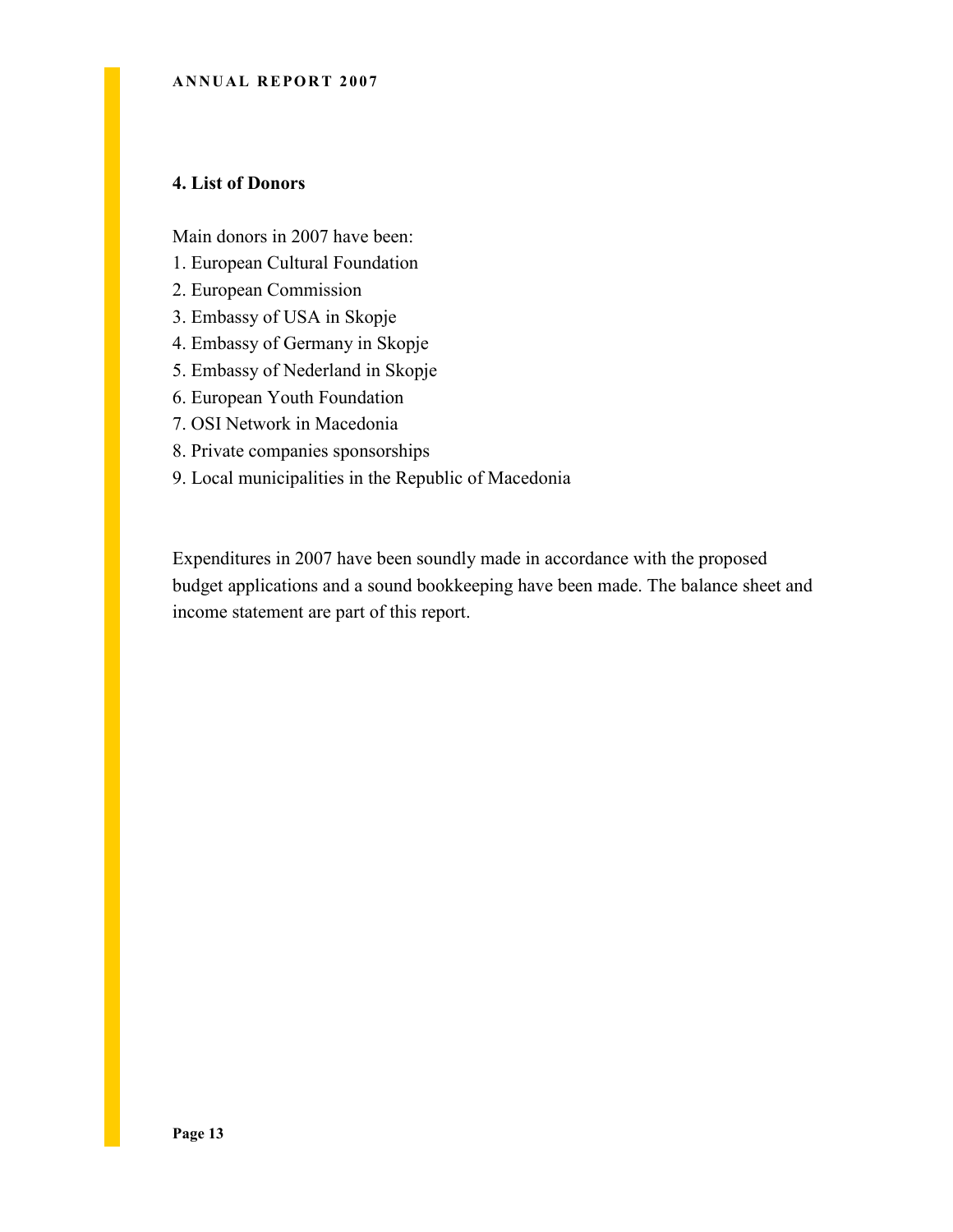## 4. List of Donors

Main donors in 2007 have been:

1. European Cultural Foundation
2. European Commission
3. Embassy of USA in Skopje
4. Embassy of Germany in Skopje
5. Embassy of Nederland in Skopje
6. European Youth Foundation
7. OSI Network in Macedonia
8. Private companies sponsorships
9. Local municipalities in the Republic of Macedonia

Expenditures in 2007 have been soundly made in accordance with the proposed budget applications and a sound bookkeeping have been made. The balance sheet and income statement are part of this report.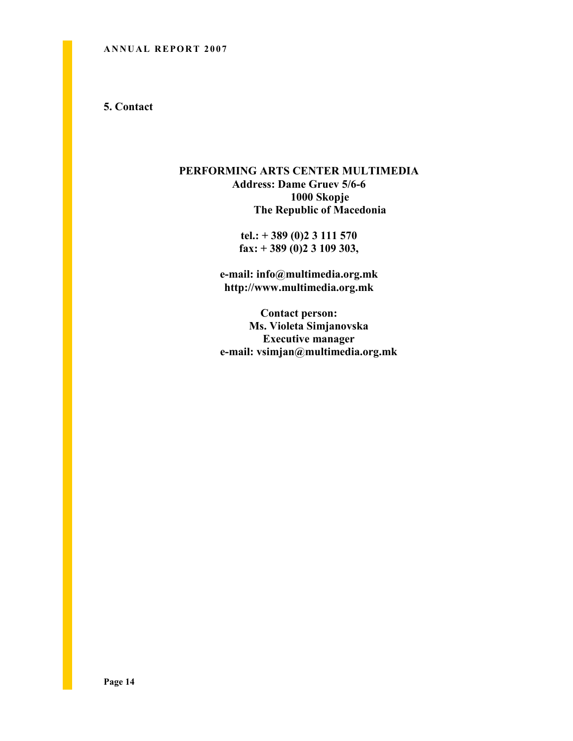## 5. Contact

**PERFORMING ARTS CENTER MULTIMEDIA**
**Address: Dame Gruev 5/6-6**
**1000 Skopje**
**The Republic of Macedonia**

**tel.: + 389 (0)2 3 111 570**
**fax: + 389 (0)2 3 109 303,**

**e-mail: info@multimedia.org.mk**
**http://www.multimedia.org.mk**

**Contact person:**
**Ms. Violeta Simjanovska**
**Executive manager**
**e-mail: vsimjan@multimedia.org.mk**